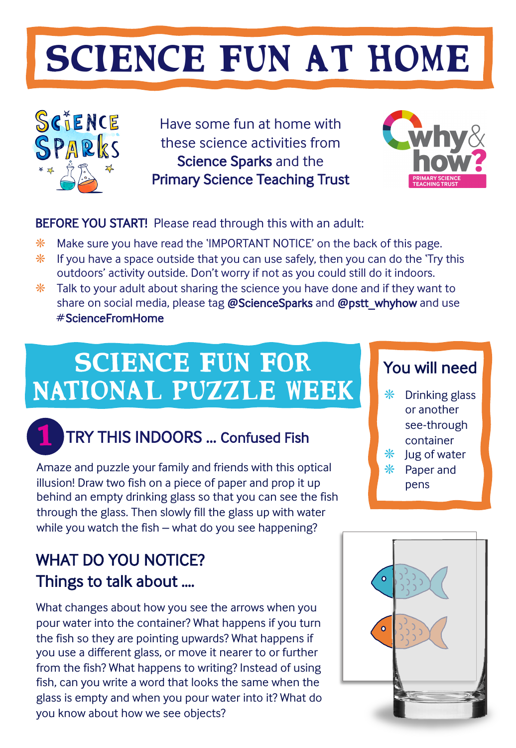# SCIENCE FUN AT HOME

Have some fun at home with these science activities from **Science Sparks** and the **Primary Science Teaching Trust**

**BEFORE YOU START!** Please read through this with an adult:

- Make sure you have read the 'IMPORTANT NOTICE' on the back of this page.
- If you have a space outside that you can use safely, then you can do the 'Try this outdoors' activity outside. Don't worry if not as you could still do it indoors.
- Talk to your adult about sharing the science you have done and if they want to share on social media, please tag **@ScienceSparks** and **@pstt_whyhow** and use **#ScienceFromHome**

## SCIENCE FUN FOR NATIONAL PUZZLE WEEK

### You will need

- Drinking glass or another see-through container
- Jug of water
- Paper and pens

### 1 TRY THIS INDOORS ... Confused Fish

Amaze and puzzle your family and friends with this optical illusion! Draw two fish on a piece of paper and prop it up behind an empty drinking glass so that you can see the fish through the glass. Then slowly fill the glass up with water while you watch the fish – what do you see happening?

### WHAT DO YOU NOTICE? Things to talk about ....

What changes about how you see the arrows when you pour water into the container? What happens if you turn the fish so they are pointing upwards? What happens if you use a different glass, or move it nearer to or further from the fish? What happens to writing? Instead of using fish, can you write a word that looks the same when the glass is empty and when you pour water into it? What do you know about how we see objects?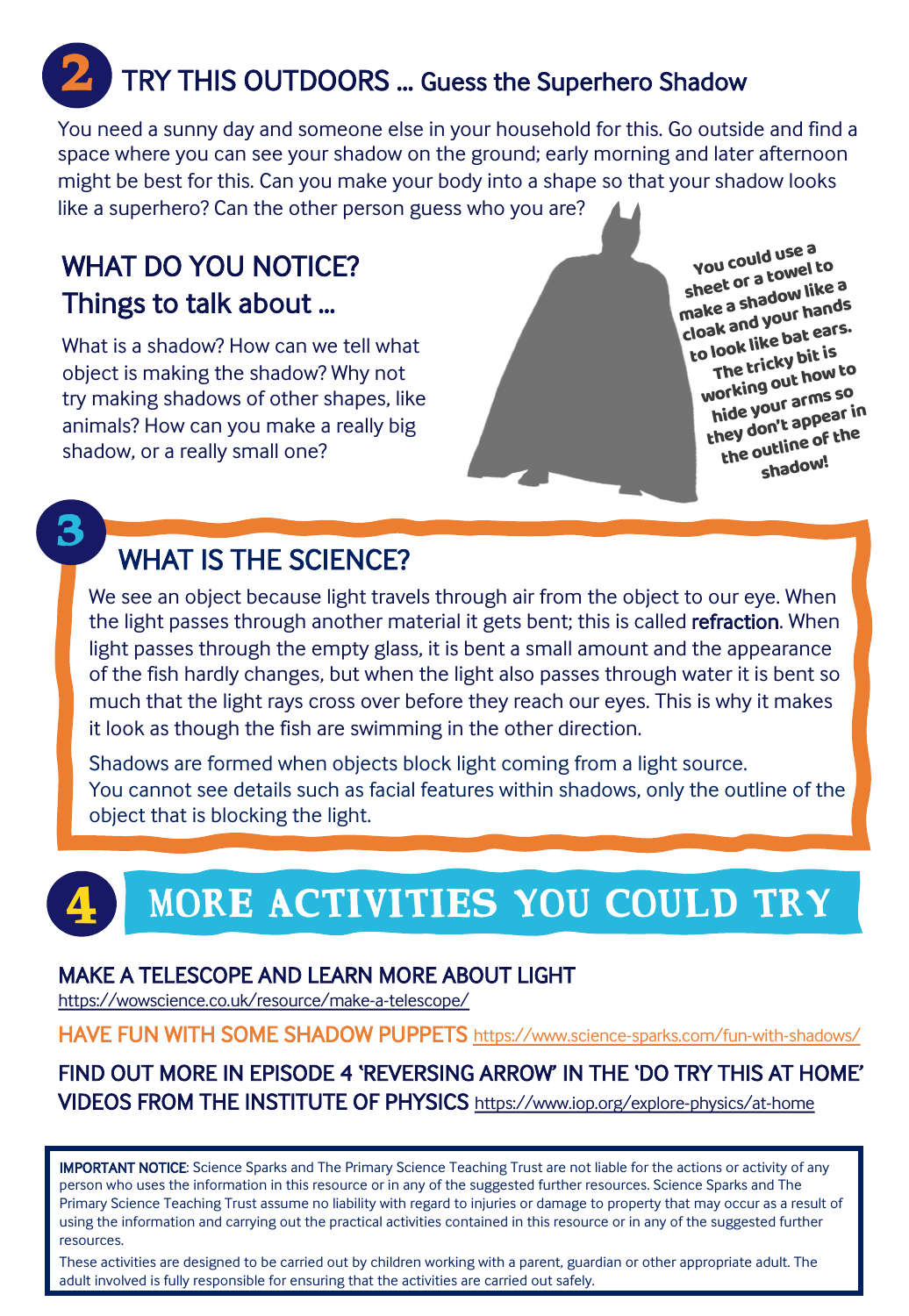## 2 TRY THIS OUTDOORS … Guess the Superhero Shadow

You need a sunny day and someone else in your household for this. Go outside and find a space where you can see your shadow on the ground; early morning and later afternoon might be best for this. Can you make your body into a shape so that your shadow looks like a superhero? Can the other person guess who you are?

### WHAT DO YOU NOTICE? Things to talk about …

What is a shadow? How can we tell what object is making the shadow? Why not try making shadows of other shapes, like animals? How can you make a really big shadow, or a really small one?

**You could use a sheet or a towel to make a shadow like a cloak and your hands to look like bat ears. The tricky bit is working out how to hide your arms so they don't appear in the outline of the shadow!**

## 3 WHAT IS THE SCIENCE?

We see an object because light travels through air from the object to our eye. When the light passes through another material it gets bent; this is called **refraction**. When light passes through the empty glass, it is bent a small amount and the appearance of the fish hardly changes, but when the light also passes through water it is bent so much that the light rays cross over before they reach our eyes. This is why it makes it look as though the fish are swimming in the other direction.

Shadows are formed when objects block light coming from a light source. You cannot see details such as facial features within shadows, only the outline of the object that is blocking the light.

## 4 MORE ACTIVITIES YOU COULD TRY

**MAKE A TELESCOPE AND LEARN MORE ABOUT LIGHT**
https://wowscience.co.uk/resource/make-a-telescope/

**HAVE FUN WITH SOME SHADOW PUPPETS** https://www.science-sparks.com/fun-with-shadows/

**FIND OUT MORE IN EPISODE 4 'REVERSING ARROW' IN THE 'DO TRY THIS AT HOME' VIDEOS FROM THE INSTITUTE OF PHYSICS** https://www.iop.org/explore-physics/at-home

**IMPORTANT NOTICE**: Science Sparks and The Primary Science Teaching Trust are not liable for the actions or activity of any person who uses the information in this resource or in any of the suggested further resources. Science Sparks and The Primary Science Teaching Trust assume no liability with regard to injuries or damage to property that may occur as a result of using the information and carrying out the practical activities contained in this resource or in any of the suggested further resources.

These activities are designed to be carried out by children working with a parent, guardian or other appropriate adult. The adult involved is fully responsible for ensuring that the activities are carried out safely.